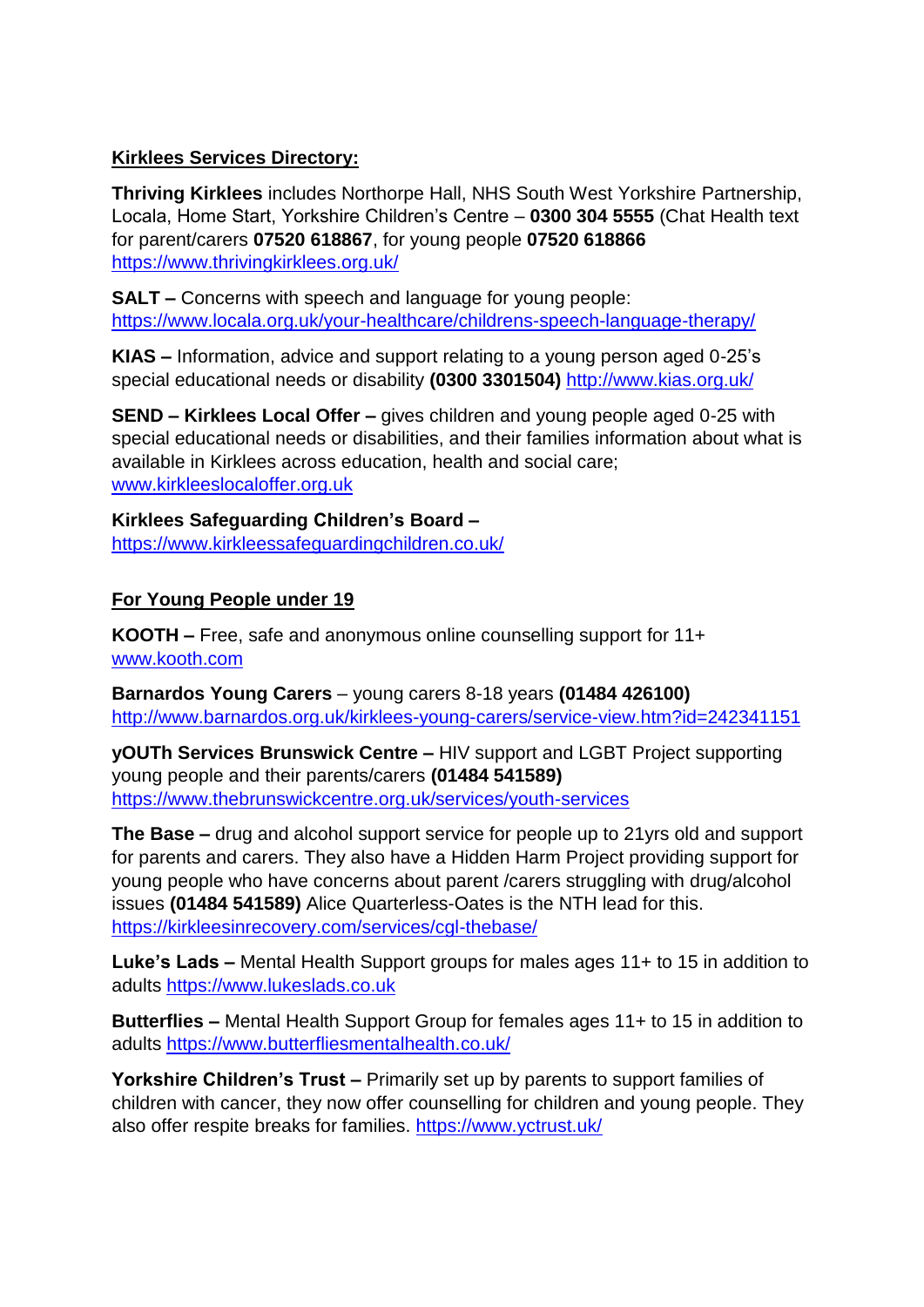## Kirklees Services Directory:

**Thriving Kirklees** includes Northorpe Hall, NHS South West Yorkshire Partnership, Locala, Home Start, Yorkshire Children's Centre – **0300 304 5555** (Chat Health text for parent/carers **07520 618867**, for young people **07520 618866** https://www.thrivingkirklees.org.uk/

**SALT –** Concerns with speech and language for young people: https://www.locala.org.uk/your-healthcare/childrens-speech-language-therapy/

**KIAS –** Information, advice and support relating to a young person aged 0-25's special educational needs or disability **(0300 3301504)** http://www.kias.org.uk/

**SEND – Kirklees Local Offer –** gives children and young people aged 0-25 with special educational needs or disabilities, and their families information about what is available in Kirklees across education, health and social care; www.kirkleeslocaloffer.org.uk

**Kirklees Safeguarding Children's Board –**
https://www.kirkleessafeguardingchildren.co.uk/

## For Young People under 19

**KOOTH –** Free, safe and anonymous online counselling support for 11+ www.kooth.com

**Barnardos Young Carers** – young carers 8-18 years **(01484 426100)** http://www.barnardos.org.uk/kirklees-young-carers/service-view.htm?id=242341151

**yOUTh Services Brunswick Centre –** HIV support and LGBT Project supporting young people and their parents/carers **(01484 541589)** https://www.thebrunswickcentre.org.uk/services/youth-services

**The Base –** drug and alcohol support service for people up to 21yrs old and support for parents and carers. They also have a Hidden Harm Project providing support for young people who have concerns about parent /carers struggling with drug/alcohol issues **(01484 541589)** Alice Quarterless-Oates is the NTH lead for this. https://kirkleesinrecovery.com/services/cgl-thebase/

**Luke's Lads –** Mental Health Support groups for males ages 11+ to 15 in addition to adults https://www.lukeslads.co.uk

**Butterflies –** Mental Health Support Group for females ages 11+ to 15 in addition to adults https://www.butterfliesmentalhealth.co.uk/

**Yorkshire Children's Trust –** Primarily set up by parents to support families of children with cancer, they now offer counselling for children and young people. They also offer respite breaks for families. https://www.yctrust.uk/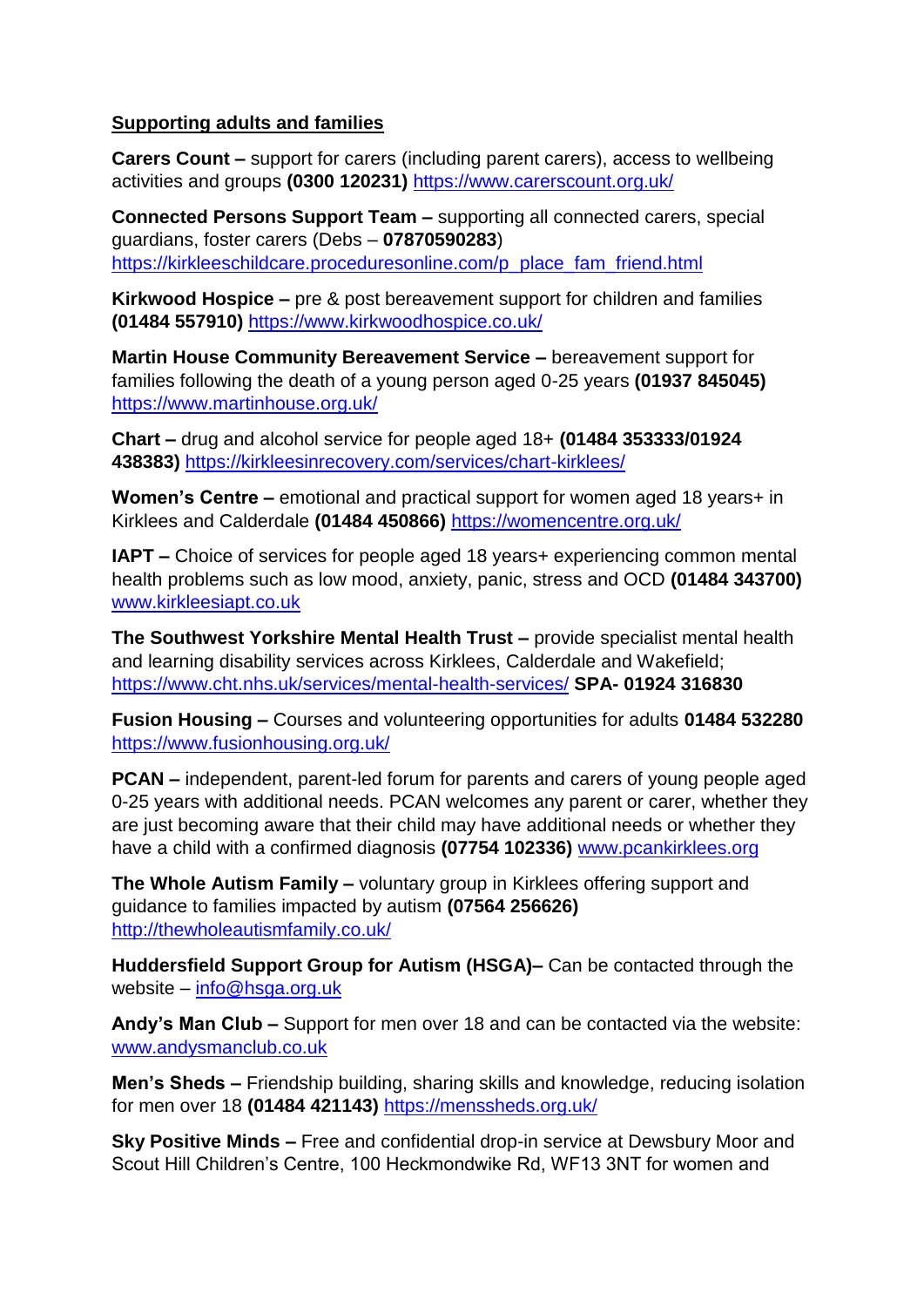**Supporting adults and families**

**Carers Count –** support for carers (including parent carers), access to wellbeing activities and groups **(0300 120231)** https://www.carerscount.org.uk/

**Connected Persons Support Team –** supporting all connected carers, special guardians, foster carers (Debs – **07870590283**) https://kirkleeschildcare.proceduresonline.com/p_place_fam_friend.html

**Kirkwood Hospice –** pre & post bereavement support for children and families **(01484 557910)** https://www.kirkwoodhospice.co.uk/

**Martin House Community Bereavement Service –** bereavement support for families following the death of a young person aged 0-25 years **(01937 845045)** https://www.martinhouse.org.uk/

**Chart –** drug and alcohol service for people aged 18+ **(01484 353333/01924 438383)** https://kirkleesinrecovery.com/services/chart-kirklees/

**Women's Centre –** emotional and practical support for women aged 18 years+ in Kirklees and Calderdale **(01484 450866)** https://womencentre.org.uk/

**IAPT –** Choice of services for people aged 18 years+ experiencing common mental health problems such as low mood, anxiety, panic, stress and OCD **(01484 343700)** www.kirkleesiapt.co.uk

**The Southwest Yorkshire Mental Health Trust –** provide specialist mental health and learning disability services across Kirklees, Calderdale and Wakefield; https://www.cht.nhs.uk/services/mental-health-services/ **SPA- 01924 316830**

**Fusion Housing –** Courses and volunteering opportunities for adults **01484 532280** https://www.fusionhousing.org.uk/

**PCAN –** independent, parent-led forum for parents and carers of young people aged 0-25 years with additional needs. PCAN welcomes any parent or carer, whether they are just becoming aware that their child may have additional needs or whether they have a child with a confirmed diagnosis **(07754 102336)** www.pcankirklees.org

**The Whole Autism Family –** voluntary group in Kirklees offering support and guidance to families impacted by autism **(07564 256626)** http://thewholeautismfamily.co.uk/

**Huddersfield Support Group for Autism (HSGA)–** Can be contacted through the website – info@hsga.org.uk

**Andy's Man Club –** Support for men over 18 and can be contacted via the website: www.andysmanclub.co.uk

**Men's Sheds –** Friendship building, sharing skills and knowledge, reducing isolation for men over 18 **(01484 421143)** https://menssheds.org.uk/

**Sky Positive Minds –** Free and confidential drop-in service at Dewsbury Moor and Scout Hill Children's Centre, 100 Heckmondwike Rd, WF13 3NT for women and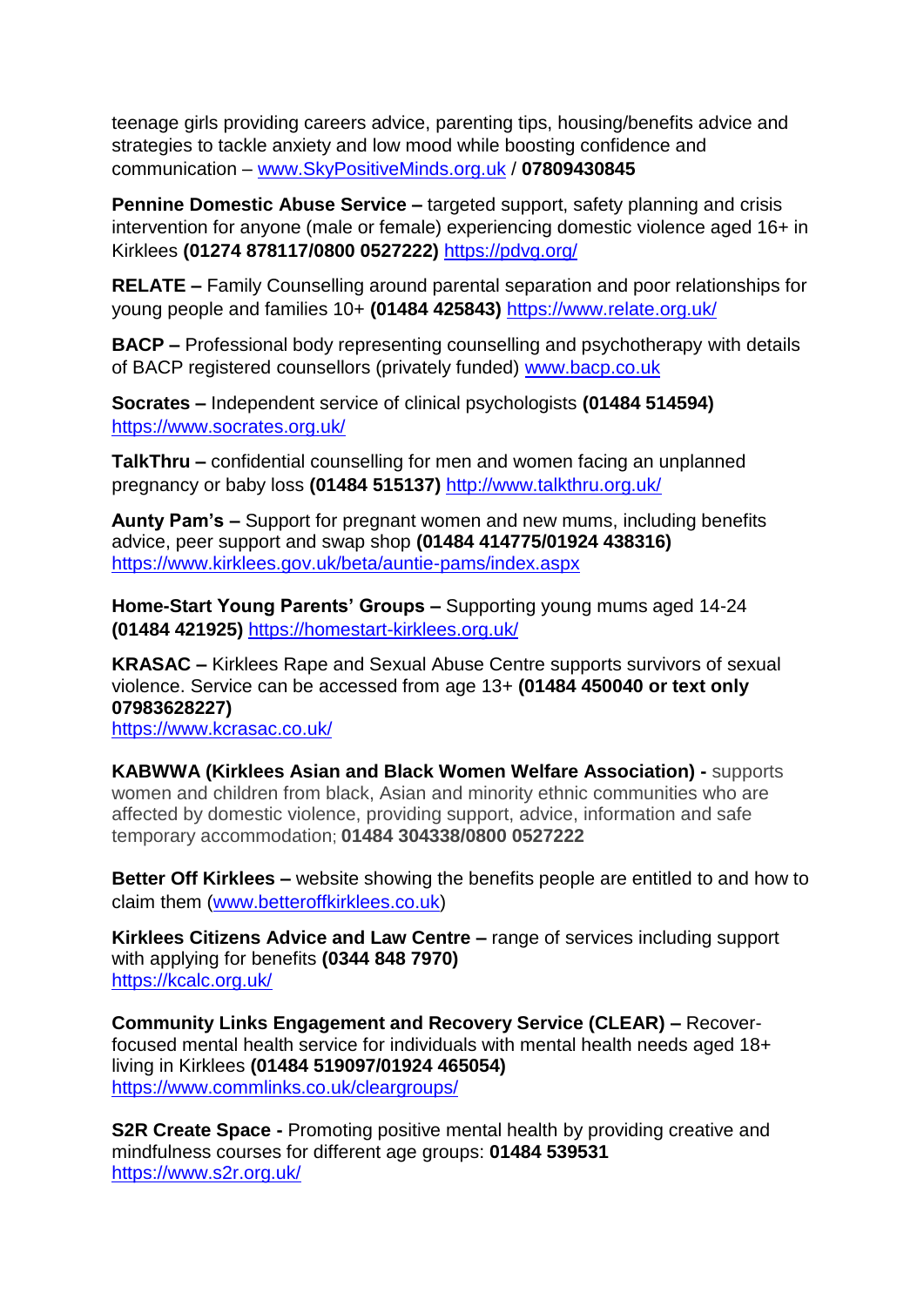teenage girls providing careers advice, parenting tips, housing/benefits advice and strategies to tackle anxiety and low mood while boosting confidence and communication – www.SkyPositiveMinds.org.uk / **07809430845**

**Pennine Domestic Abuse Service –** targeted support, safety planning and crisis intervention for anyone (male or female) experiencing domestic violence aged 16+ in Kirklees **(01274 878117/0800 0527222)** https://pdvg.org/

**RELATE –** Family Counselling around parental separation and poor relationships for young people and families 10+ **(01484 425843)** https://www.relate.org.uk/

**BACP –** Professional body representing counselling and psychotherapy with details of BACP registered counsellors (privately funded) www.bacp.co.uk

**Socrates –** Independent service of clinical psychologists **(01484 514594)** https://www.socrates.org.uk/

**TalkThru –** confidential counselling for men and women facing an unplanned pregnancy or baby loss **(01484 515137)** http://www.talkthru.org.uk/

**Aunty Pam's –** Support for pregnant women and new mums, including benefits advice, peer support and swap shop **(01484 414775/01924 438316)** https://www.kirklees.gov.uk/beta/auntie-pams/index.aspx

**Home-Start Young Parents' Groups –** Supporting young mums aged 14-24 **(01484 421925)** https://homestart-kirklees.org.uk/

**KRASAC –** Kirklees Rape and Sexual Abuse Centre supports survivors of sexual violence. Service can be accessed from age 13+ **(01484 450040 or text only 07983628227)**
https://www.kcrasac.co.uk/

**KABWWA (Kirklees Asian and Black Women Welfare Association) -** supports women and children from black, Asian and minority ethnic communities who are affected by domestic violence, providing support, advice, information and safe temporary accommodation; **01484 304338/0800 0527222**

**Better Off Kirklees –** website showing the benefits people are entitled to and how to claim them (www.betteroffkirklees.co.uk)

**Kirklees Citizens Advice and Law Centre –** range of services including support with applying for benefits **(0344 848 7970)**
https://kcalc.org.uk/

**Community Links Engagement and Recovery Service (CLEAR) –** Recover-focused mental health service for individuals with mental health needs aged 18+ living in Kirklees **(01484 519097/01924 465054)**
https://www.commlinks.co.uk/cleargroups/

**S2R Create Space -** Promoting positive mental health by providing creative and mindfulness courses for different age groups: **01484 539531**
https://www.s2r.org.uk/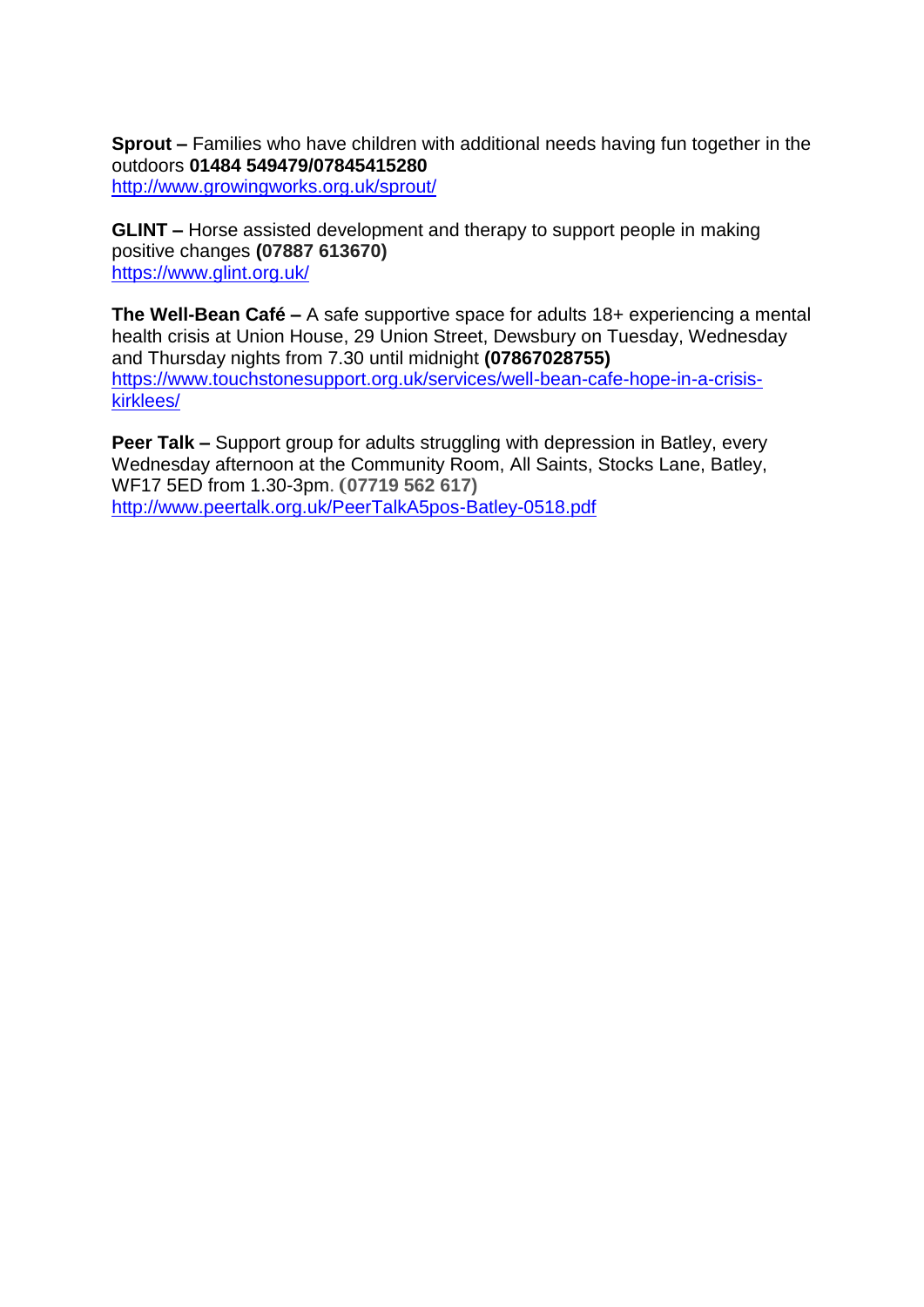**Sprout –** Families who have children with additional needs having fun together in the outdoors **01484 549479/07845415280**
http://www.growingworks.org.uk/sprout/

**GLINT –** Horse assisted development and therapy to support people in making positive changes **(07887 613670)**
https://www.glint.org.uk/

**The Well-Bean Café –** A safe supportive space for adults 18+ experiencing a mental health crisis at Union House, 29 Union Street, Dewsbury on Tuesday, Wednesday and Thursday nights from 7.30 until midnight **(07867028755)**
https://www.touchstonesupport.org.uk/services/well-bean-cafe-hope-in-a-crisis-kirklees/

**Peer Talk –** Support group for adults struggling with depression in Batley, every Wednesday afternoon at the Community Room, All Saints, Stocks Lane, Batley, WF17 5ED from 1.30-3pm. **(07719 562 617)**
http://www.peertalk.org.uk/PeerTalkA5pos-Batley-0518.pdf